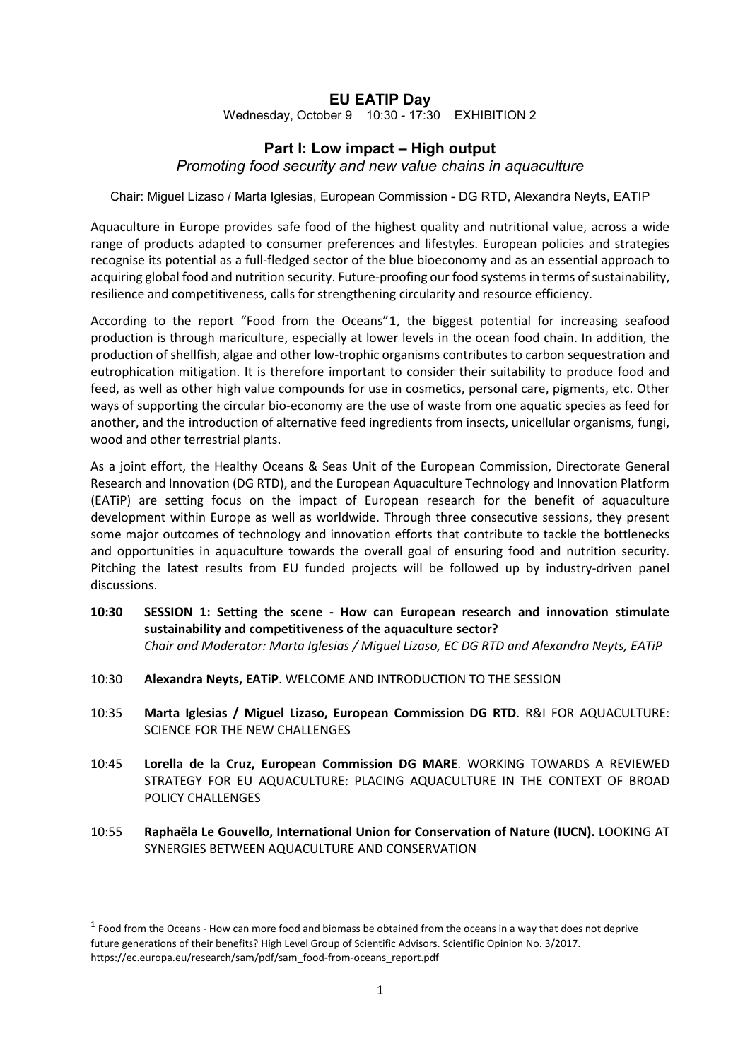# EU EATIP Day

Wednesday, October 9    10:30 - 17:30    EXHIBITION 2

## Part I: Low impact – High output

*Promoting food security and new value chains in aquaculture*

Chair: Miguel Lizaso / Marta Iglesias, European Commission - DG RTD, Alexandra Neyts, EATIP

Aquaculture in Europe provides safe food of the highest quality and nutritional value, across a wide range of products adapted to consumer preferences and lifestyles. European policies and strategies recognise its potential as a full-fledged sector of the blue bioeconomy and as an essential approach to acquiring global food and nutrition security. Future-proofing our food systems in terms of sustainability, resilience and competitiveness, calls for strengthening circularity and resource efficiency.

According to the report "Food from the Oceans"[1], the biggest potential for increasing seafood production is through mariculture, especially at lower levels in the ocean food chain. In addition, the production of shellfish, algae and other low-trophic organisms contributes to carbon sequestration and eutrophication mitigation. It is therefore important to consider their suitability to produce food and feed, as well as other high value compounds for use in cosmetics, personal care, pigments, etc. Other ways of supporting the circular bio-economy are the use of waste from one aquatic species as feed for another, and the introduction of alternative feed ingredients from insects, unicellular organisms, fungi, wood and other terrestrial plants.

As a joint effort, the Healthy Oceans & Seas Unit of the European Commission, Directorate General Research and Innovation (DG RTD), and the European Aquaculture Technology and Innovation Platform (EATiP) are setting focus on the impact of European research for the benefit of aquaculture development within Europe as well as worldwide. Through three consecutive sessions, they present some major outcomes of technology and innovation efforts that contribute to tackle the bottlenecks and opportunities in aquaculture towards the overall goal of ensuring food and nutrition security. Pitching the latest results from EU funded projects will be followed up by industry-driven panel discussions.

**10:30 SESSION 1: Setting the scene - How can European research and innovation stimulate sustainability and competitiveness of the aquaculture sector?**
*Chair and Moderator: Marta Iglesias / Miguel Lizaso, EC DG RTD and Alexandra Neyts, EATiP*

10:30 **Alexandra Neyts, EATiP**. WELCOME AND INTRODUCTION TO THE SESSION

10:35 **Marta Iglesias / Miguel Lizaso, European Commission DG RTD**. R&I FOR AQUACULTURE: SCIENCE FOR THE NEW CHALLENGES

10:45 **Lorella de la Cruz, European Commission DG MARE**. WORKING TOWARDS A REVIEWED STRATEGY FOR EU AQUACULTURE: PLACING AQUACULTURE IN THE CONTEXT OF BROAD POLICY CHALLENGES

10:55 **Raphaëla Le Gouvello, International Union for Conservation of Nature (IUCN).** LOOKING AT SYNERGIES BETWEEN AQUACULTURE AND CONSERVATION

---

[1] Food from the Oceans - How can more food and biomass be obtained from the oceans in a way that does not deprive future generations of their benefits? High Level Group of Scientific Advisors. Scientific Opinion No. 3/2017. https://ec.europa.eu/research/sam/pdf/sam_food-from-oceans_report.pdf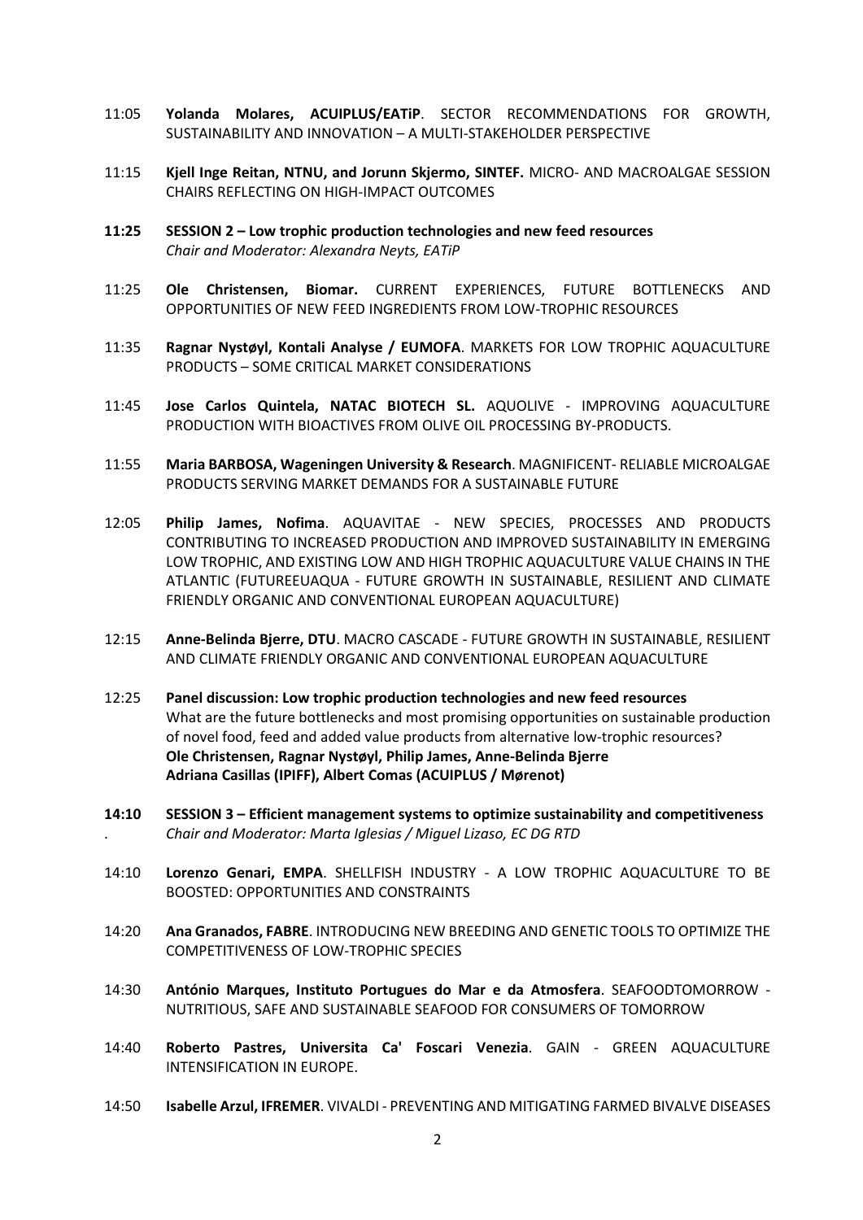11:05 **Yolanda Molares, ACUIPLUS/EATiP**. SECTOR RECOMMENDATIONS FOR GROWTH, SUSTAINABILITY AND INNOVATION – A MULTI-STAKEHOLDER PERSPECTIVE

11:15 **Kjell Inge Reitan, NTNU, and Jorunn Skjermo, SINTEF.** MICRO- AND MACROALGAE SESSION CHAIRS REFLECTING ON HIGH-IMPACT OUTCOMES

**11:25 SESSION 2 – Low trophic production technologies and new feed resources**
*Chair and Moderator: Alexandra Neyts, EATiP*

11:25 **Ole Christensen, Biomar.** CURRENT EXPERIENCES, FUTURE BOTTLENECKS AND OPPORTUNITIES OF NEW FEED INGREDIENTS FROM LOW-TROPHIC RESOURCES

11:35 **Ragnar Nystøyl, Kontali Analyse / EUMOFA**. MARKETS FOR LOW TROPHIC AQUACULTURE PRODUCTS – SOME CRITICAL MARKET CONSIDERATIONS

11:45 **Jose Carlos Quintela, NATAC BIOTECH SL.** AQUOLIVE - IMPROVING AQUACULTURE PRODUCTION WITH BIOACTIVES FROM OLIVE OIL PROCESSING BY-PRODUCTS.

11:55 **Maria BARBOSA, Wageningen University & Research**. MAGNIFICENT- RELIABLE MICROALGAE PRODUCTS SERVING MARKET DEMANDS FOR A SUSTAINABLE FUTURE

12:05 **Philip James, Nofima**. AQUAVITAE - NEW SPECIES, PROCESSES AND PRODUCTS CONTRIBUTING TO INCREASED PRODUCTION AND IMPROVED SUSTAINABILITY IN EMERGING LOW TROPHIC, AND EXISTING LOW AND HIGH TROPHIC AQUACULTURE VALUE CHAINS IN THE ATLANTIC (FUTUREEUAQUA - FUTURE GROWTH IN SUSTAINABLE, RESILIENT AND CLIMATE FRIENDLY ORGANIC AND CONVENTIONAL EUROPEAN AQUACULTURE)

12:15 **Anne-Belinda Bjerre, DTU**. MACRO CASCADE - FUTURE GROWTH IN SUSTAINABLE, RESILIENT AND CLIMATE FRIENDLY ORGANIC AND CONVENTIONAL EUROPEAN AQUACULTURE

12:25 **Panel discussion: Low trophic production technologies and new feed resources**
What are the future bottlenecks and most promising opportunities on sustainable production of novel food, feed and added value products from alternative low-trophic resources?
**Ole Christensen, Ragnar Nystøyl, Philip James, Anne-Belinda Bjerre**
**Adriana Casillas (IPIFF), Albert Comas (ACUIPLUS / Mørenot)**

**14:10 SESSION 3 – Efficient management systems to optimize sustainability and competitiveness**
. *Chair and Moderator: Marta Iglesias / Miguel Lizaso, EC DG RTD*

14:10 **Lorenzo Genari, EMPA**. SHELLFISH INDUSTRY - A LOW TROPHIC AQUACULTURE TO BE BOOSTED: OPPORTUNITIES AND CONSTRAINTS

14:20 **Ana Granados, FABRE**. INTRODUCING NEW BREEDING AND GENETIC TOOLS TO OPTIMIZE THE COMPETITIVENESS OF LOW-TROPHIC SPECIES

14:30 **António Marques, Instituto Portugues do Mar e da Atmosfera**. SEAFOODTOMORROW - NUTRITIOUS, SAFE AND SUSTAINABLE SEAFOOD FOR CONSUMERS OF TOMORROW

14:40 **Roberto Pastres, Universita Ca' Foscari Venezia**. GAIN - GREEN AQUACULTURE INTENSIFICATION IN EUROPE.

14:50 **Isabelle Arzul, IFREMER**. VIVALDI - PREVENTING AND MITIGATING FARMED BIVALVE DISEASES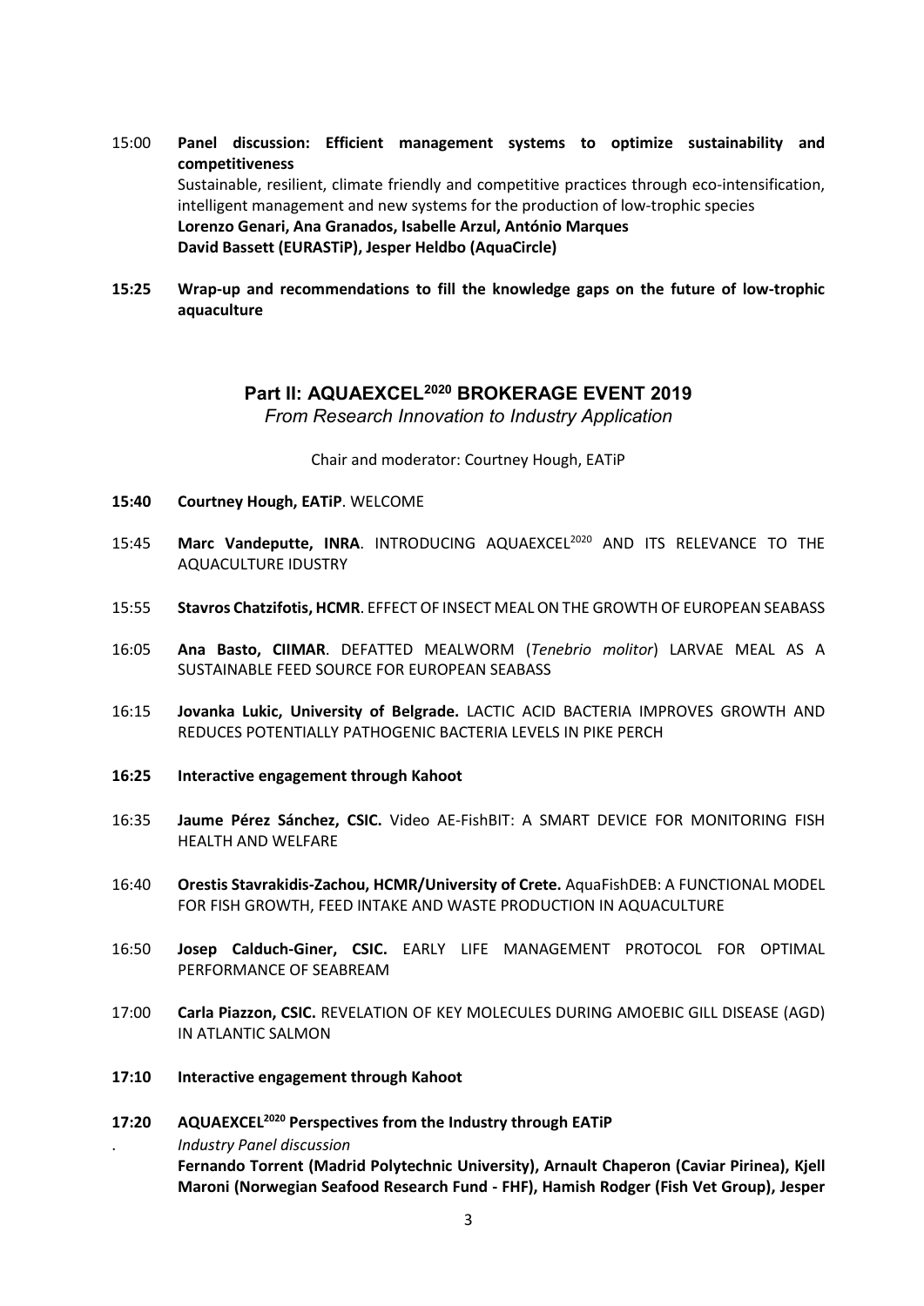15:00 **Panel discussion: Efficient management systems to optimize sustainability and competitiveness**
Sustainable, resilient, climate friendly and competitive practices through eco-intensification, intelligent management and new systems for the production of low-trophic species
**Lorenzo Genari, Ana Granados, Isabelle Arzul, António Marques**
**David Bassett (EURASTiP), Jesper Heldbo (AquaCircle)**

**15:25 Wrap-up and recommendations to fill the knowledge gaps on the future of low-trophic aquaculture**

## Part II: AQUAEXCEL$^{2020}$ BROKERAGE EVENT 2019

*From Research Innovation to Industry Application*

Chair and moderator: Courtney Hough, EATiP

**15:40 Courtney Hough, EATiP**. WELCOME

15:45 **Marc Vandeputte, INRA**. INTRODUCING AQUAEXCEL$^{2020}$ AND ITS RELEVANCE TO THE AQUACULTURE IDUSTRY

15:55 **Stavros Chatzifotis, HCMR**. EFFECT OF INSECT MEAL ON THE GROWTH OF EUROPEAN SEABASS

16:05 **Ana Basto, CIIMAR**. DEFATTED MEALWORM (*Tenebrio molitor*) LARVAE MEAL AS A SUSTAINABLE FEED SOURCE FOR EUROPEAN SEABASS

16:15 **Jovanka Lukic, University of Belgrade.** LACTIC ACID BACTERIA IMPROVES GROWTH AND REDUCES POTENTIALLY PATHOGENIC BACTERIA LEVELS IN PIKE PERCH

**16:25 Interactive engagement through Kahoot**

16:35 **Jaume Pérez Sánchez, CSIC.** Video AE-FishBIT: A SMART DEVICE FOR MONITORING FISH HEALTH AND WELFARE

16:40 **Orestis Stavrakidis-Zachou, HCMR/University of Crete.** AquaFishDEB: A FUNCTIONAL MODEL FOR FISH GROWTH, FEED INTAKE AND WASTE PRODUCTION IN AQUACULTURE

16:50 **Josep Calduch-Giner, CSIC.** EARLY LIFE MANAGEMENT PROTOCOL FOR OPTIMAL PERFORMANCE OF SEABREAM

17:00 **Carla Piazzon, CSIC.** REVELATION OF KEY MOLECULES DURING AMOEBIC GILL DISEASE (AGD) IN ATLANTIC SALMON

**17:10 Interactive engagement through Kahoot**

**17:20 AQUAEXCEL$^{2020}$ Perspectives from the Industry through EATiP**
*Industry Panel discussion*
**Fernando Torrent (Madrid Polytechnic University), Arnault Chaperon (Caviar Pirinea), Kjell Maroni (Norwegian Seafood Research Fund - FHF), Hamish Rodger (Fish Vet Group), Jesper**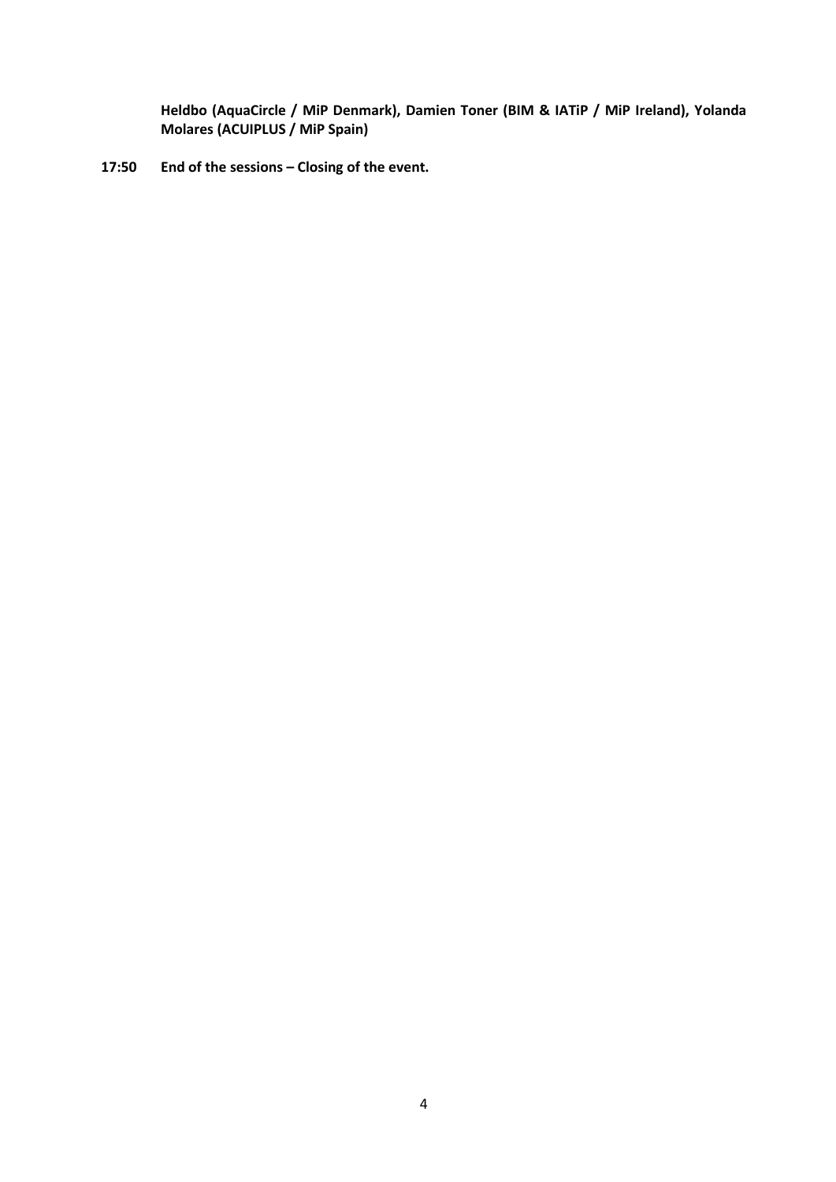**Heldbo (AquaCircle / MiP Denmark), Damien Toner (BIM & IATiP / MiP Ireland), Yolanda Molares (ACUIPLUS / MiP Spain)**

**17:50 End of the sessions – Closing of the event.**